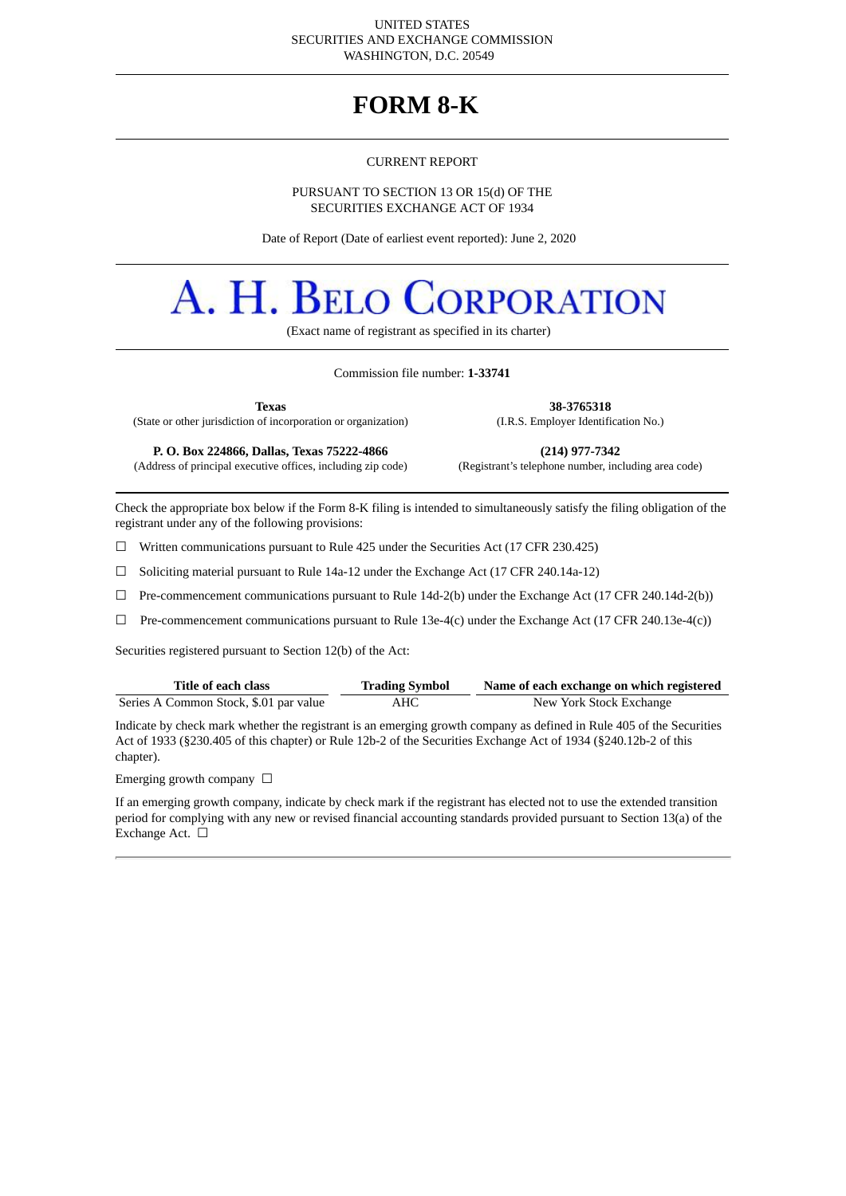UNITED STATES
SECURITIES AND EXCHANGE COMMISSION
WASHINGTON, D.C. 20549

# FORM 8-K

CURRENT REPORT

PURSUANT TO SECTION 13 OR 15(d) OF THE
SECURITIES EXCHANGE ACT OF 1934

Date of Report (Date of earliest event reported): June 2, 2020

# A. H. BELO CORPORATION

(Exact name of registrant as specified in its charter)

Commission file number: **1-33741**

| **Texas** | **38-3765318** |
|---|---|
| (State or other jurisdiction of incorporation or organization) | (I.R.S. Employer Identification No.) |
| **P. O. Box 224866, Dallas, Texas 75222-4866** | **(214) 977-7342** |
| (Address of principal executive offices, including zip code) | (Registrant's telephone number, including area code) |

Check the appropriate box below if the Form 8-K filing is intended to simultaneously satisfy the filing obligation of the registrant under any of the following provisions:

☐ Written communications pursuant to Rule 425 under the Securities Act (17 CFR 230.425)

☐ Soliciting material pursuant to Rule 14a-12 under the Exchange Act (17 CFR 240.14a-12)

☐ Pre-commencement communications pursuant to Rule 14d-2(b) under the Exchange Act (17 CFR 240.14d-2(b))

☐ Pre-commencement communications pursuant to Rule 13e-4(c) under the Exchange Act (17 CFR 240.13e-4(c))

Securities registered pursuant to Section 12(b) of the Act:

| Title of each class | Trading Symbol | Name of each exchange on which registered |
|---|---|---|
| Series A Common Stock, $.01 par value | AHC | New York Stock Exchange |

Indicate by check mark whether the registrant is an emerging growth company as defined in Rule 405 of the Securities Act of 1933 (§230.405 of this chapter) or Rule 12b-2 of the Securities Exchange Act of 1934 (§240.12b-2 of this chapter).

Emerging growth company ☐

If an emerging growth company, indicate by check mark if the registrant has elected not to use the extended transition period for complying with any new or revised financial accounting standards provided pursuant to Section 13(a) of the Exchange Act. ☐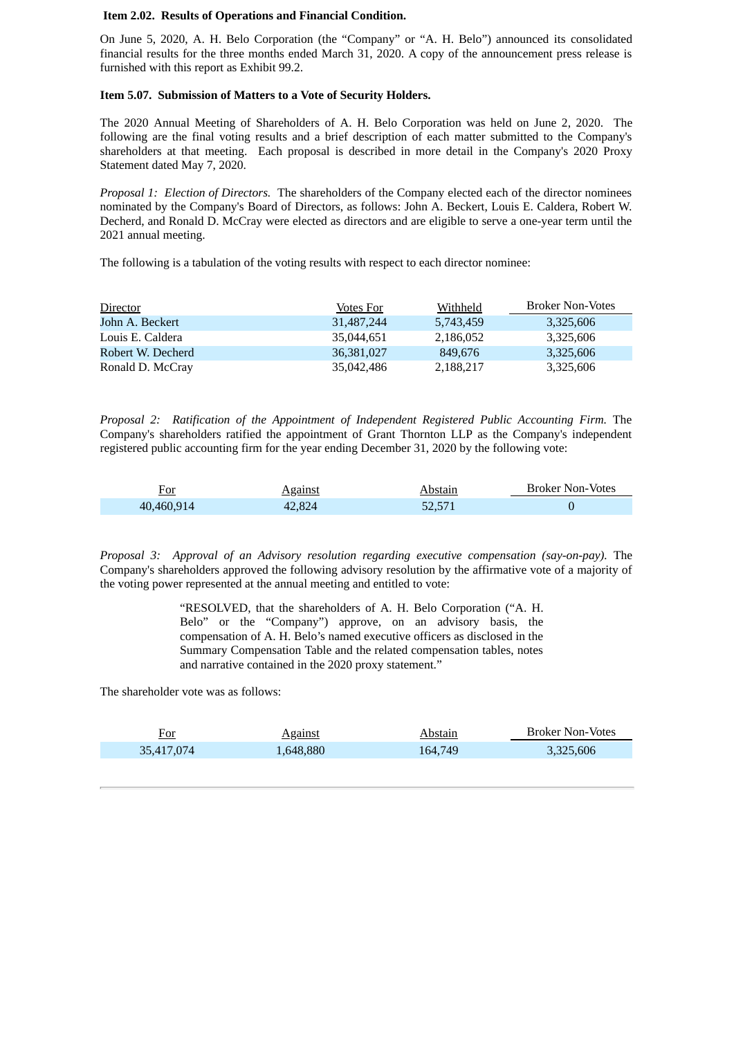**Item 2.02. Results of Operations and Financial Condition.**

On June 5, 2020, A. H. Belo Corporation (the "Company" or "A. H. Belo") announced its consolidated financial results for the three months ended March 31, 2020. A copy of the announcement press release is furnished with this report as Exhibit 99.2.

**Item 5.07. Submission of Matters to a Vote of Security Holders.**

The 2020 Annual Meeting of Shareholders of A. H. Belo Corporation was held on June 2, 2020. The following are the final voting results and a brief description of each matter submitted to the Company's shareholders at that meeting. Each proposal is described in more detail in the Company's 2020 Proxy Statement dated May 7, 2020.

*Proposal 1: Election of Directors.* The shareholders of the Company elected each of the director nominees nominated by the Company's Board of Directors, as follows: John A. Beckert, Louis E. Caldera, Robert W. Decherd, and Ronald D. McCray were elected as directors and are eligible to serve a one-year term until the 2021 annual meeting.

The following is a tabulation of the voting results with respect to each director nominee:

| Director | Votes For | Withheld | Broker Non-Votes |
|---|---|---|---|
| John A. Beckert | 31,487,244 | 5,743,459 | 3,325,606 |
| Louis E. Caldera | 35,044,651 | 2,186,052 | 3,325,606 |
| Robert W. Decherd | 36,381,027 | 849,676 | 3,325,606 |
| Ronald D. McCray | 35,042,486 | 2,188,217 | 3,325,606 |

*Proposal 2: Ratification of the Appointment of Independent Registered Public Accounting Firm.* The Company's shareholders ratified the appointment of Grant Thornton LLP as the Company's independent registered public accounting firm for the year ending December 31, 2020 by the following vote:

| For | Against | Abstain | Broker Non-Votes |
|---|---|---|---|
| 40,460,914 | 42,824 | 52,571 | 0 |

*Proposal 3: Approval of an Advisory resolution regarding executive compensation (say-on-pay).* The Company's shareholders approved the following advisory resolution by the affirmative vote of a majority of the voting power represented at the annual meeting and entitled to vote:

> "RESOLVED, that the shareholders of A. H. Belo Corporation ("A. H. Belo" or the "Company") approve, on an advisory basis, the compensation of A. H. Belo's named executive officers as disclosed in the Summary Compensation Table and the related compensation tables, notes and narrative contained in the 2020 proxy statement."

The shareholder vote was as follows:

| For | Against | Abstain | Broker Non-Votes |
|---|---|---|---|
| 35,417,074 | 1,648,880 | 164,749 | 3,325,606 |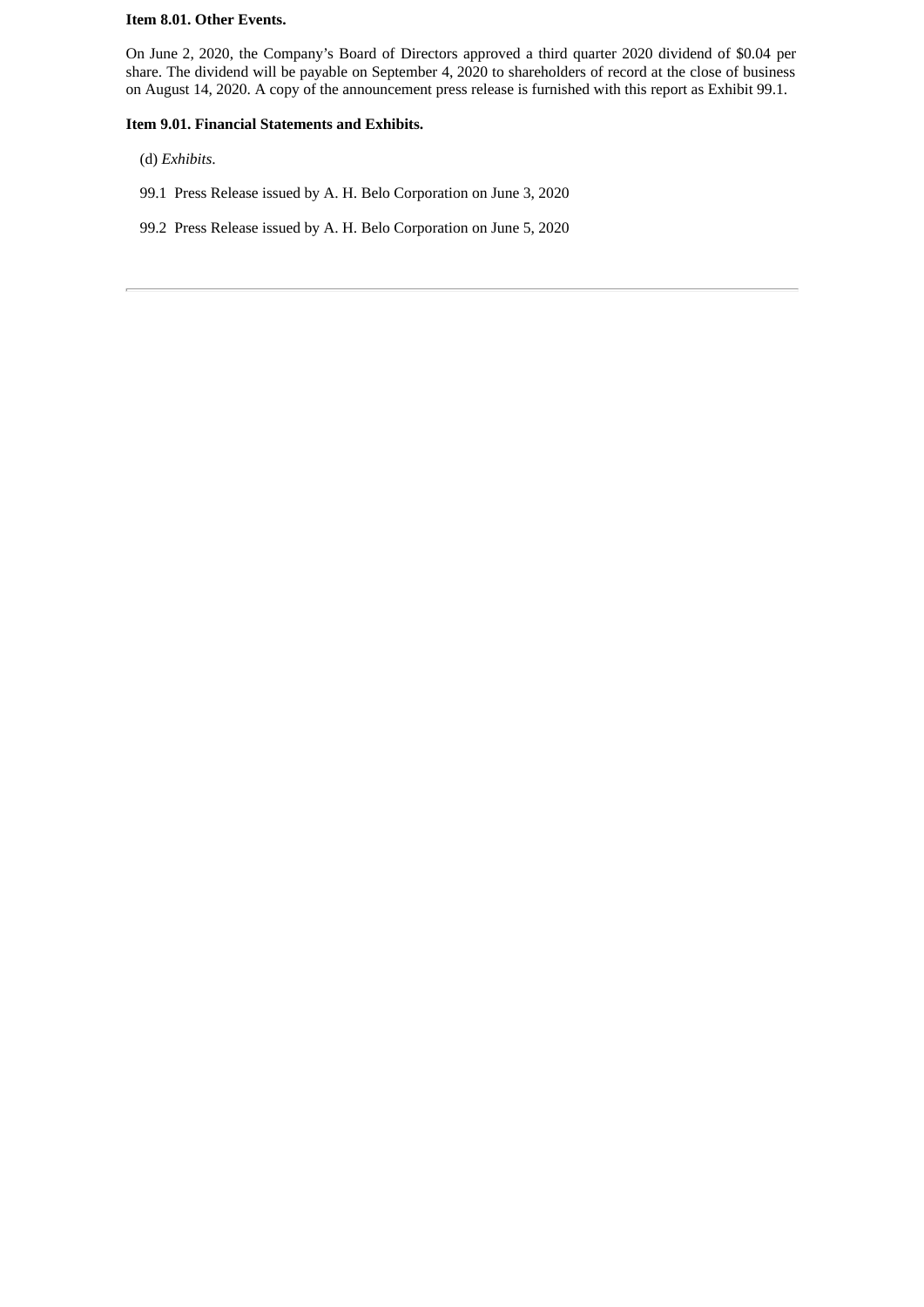**Item 8.01. Other Events.**

On June 2, 2020, the Company’s Board of Directors approved a third quarter 2020 dividend of $0.04 per share. The dividend will be payable on September 4, 2020 to shareholders of record at the close of business on August 14, 2020. A copy of the announcement press release is furnished with this report as Exhibit 99.1.

**Item 9.01. Financial Statements and Exhibits.**

(d) *Exhibits*.

99.1 Press Release issued by A. H. Belo Corporation on June 3, 2020

99.2 Press Release issued by A. H. Belo Corporation on June 5, 2020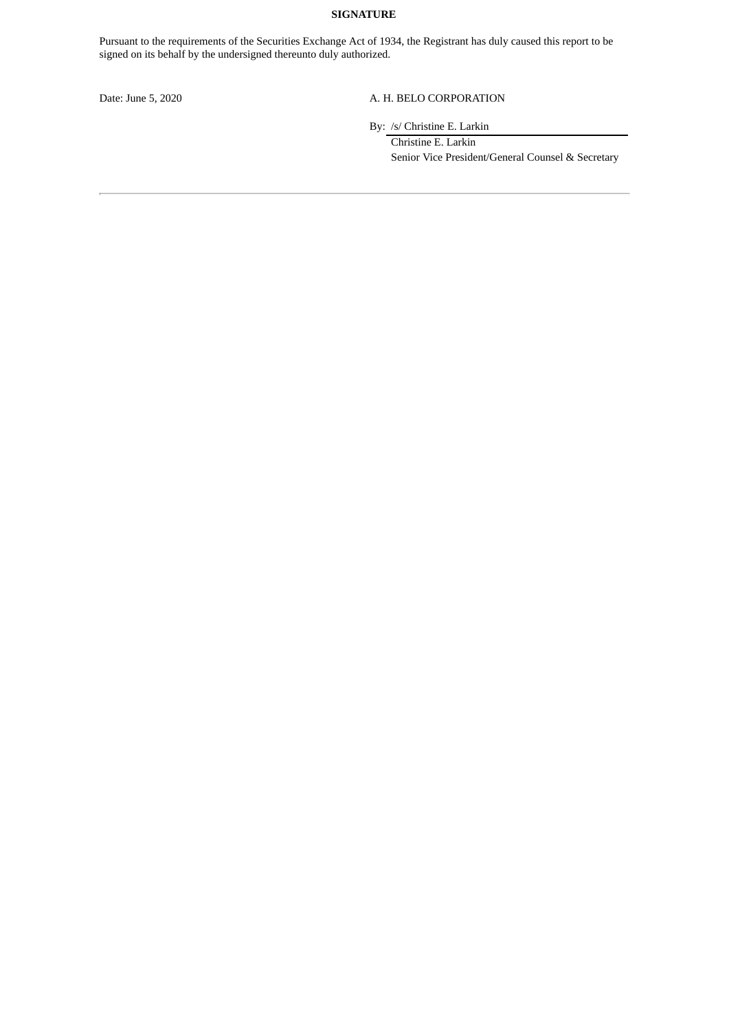**SIGNATURE**

Pursuant to the requirements of the Securities Exchange Act of 1934, the Registrant has duly caused this report to be signed on its behalf by the undersigned thereunto duly authorized.

Date: June 5, 2020

A. H. BELO CORPORATION

By: /s/ Christine E. Larkin

Christine E. Larkin
Senior Vice President/General Counsel & Secretary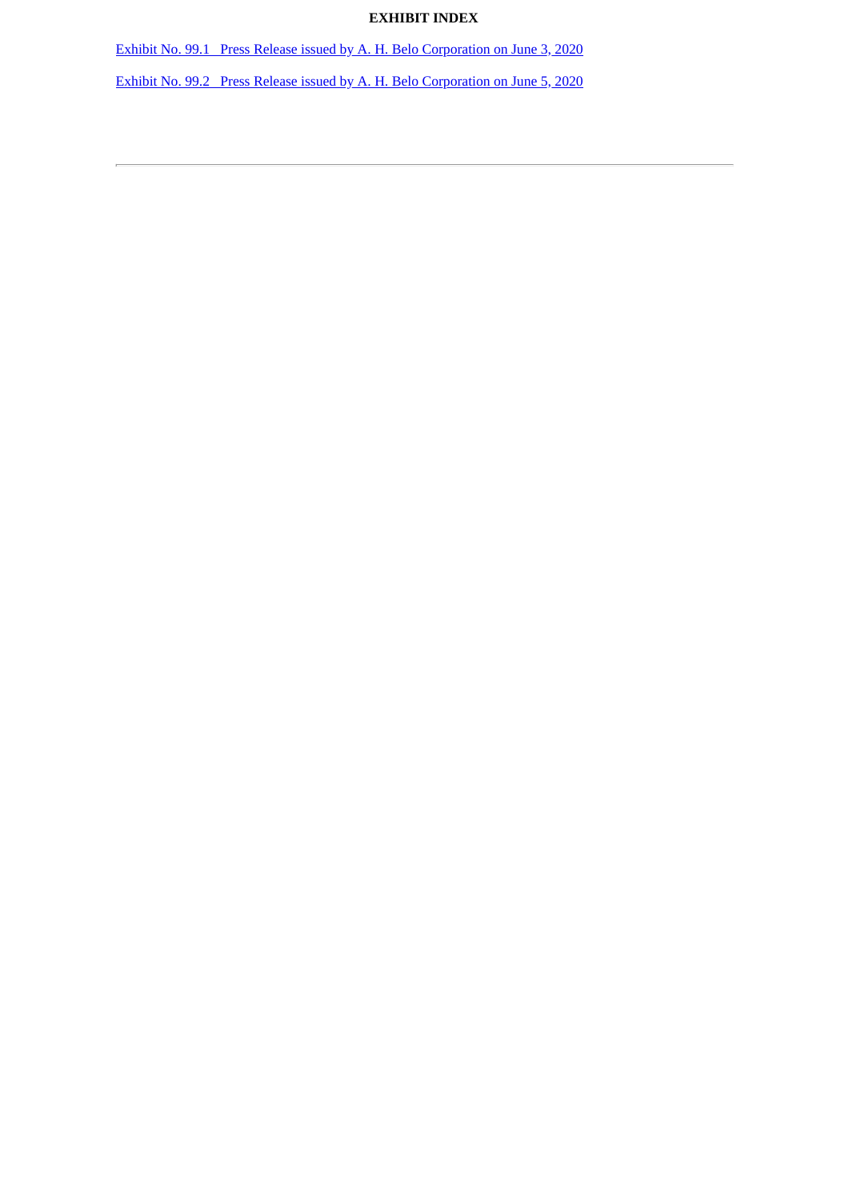**EXHIBIT INDEX**

Exhibit No. 99.1 Press Release issued by A. H. Belo Corporation on June 3, 2020

Exhibit No. 99.2 Press Release issued by A. H. Belo Corporation on June 5, 2020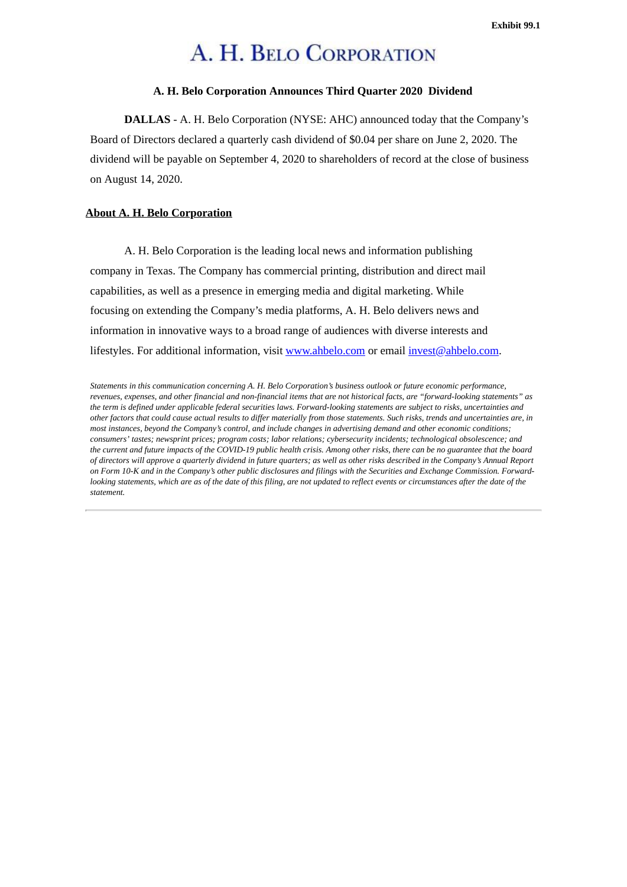Exhibit 99.1

# A. H. BELO CORPORATION

**A. H. Belo Corporation Announces Third Quarter 2020 Dividend**

**DALLAS** - A. H. Belo Corporation (NYSE: AHC) announced today that the Company's Board of Directors declared a quarterly cash dividend of $0.04 per share on June 2, 2020. The dividend will be payable on September 4, 2020 to shareholders of record at the close of business on August 14, 2020.

**About A. H. Belo Corporation**

A. H. Belo Corporation is the leading local news and information publishing company in Texas. The Company has commercial printing, distribution and direct mail capabilities, as well as a presence in emerging media and digital marketing. While focusing on extending the Company's media platforms, A. H. Belo delivers news and information in innovative ways to a broad range of audiences with diverse interests and lifestyles. For additional information, visit www.ahbelo.com or email invest@ahbelo.com.

*Statements in this communication concerning A. H. Belo Corporation's business outlook or future economic performance, revenues, expenses, and other financial and non-financial items that are not historical facts, are "forward-looking statements" as the term is defined under applicable federal securities laws. Forward-looking statements are subject to risks, uncertainties and other factors that could cause actual results to differ materially from those statements. Such risks, trends and uncertainties are, in most instances, beyond the Company's control, and include changes in advertising demand and other economic conditions; consumers' tastes; newsprint prices; program costs; labor relations; cybersecurity incidents; technological obsolescence; and the current and future impacts of the COVID-19 public health crisis. Among other risks, there can be no guarantee that the board of directors will approve a quarterly dividend in future quarters; as well as other risks described in the Company's Annual Report on Form 10-K and in the Company's other public disclosures and filings with the Securities and Exchange Commission. Forward-looking statements, which are as of the date of this filing, are not updated to reflect events or circumstances after the date of the statement.*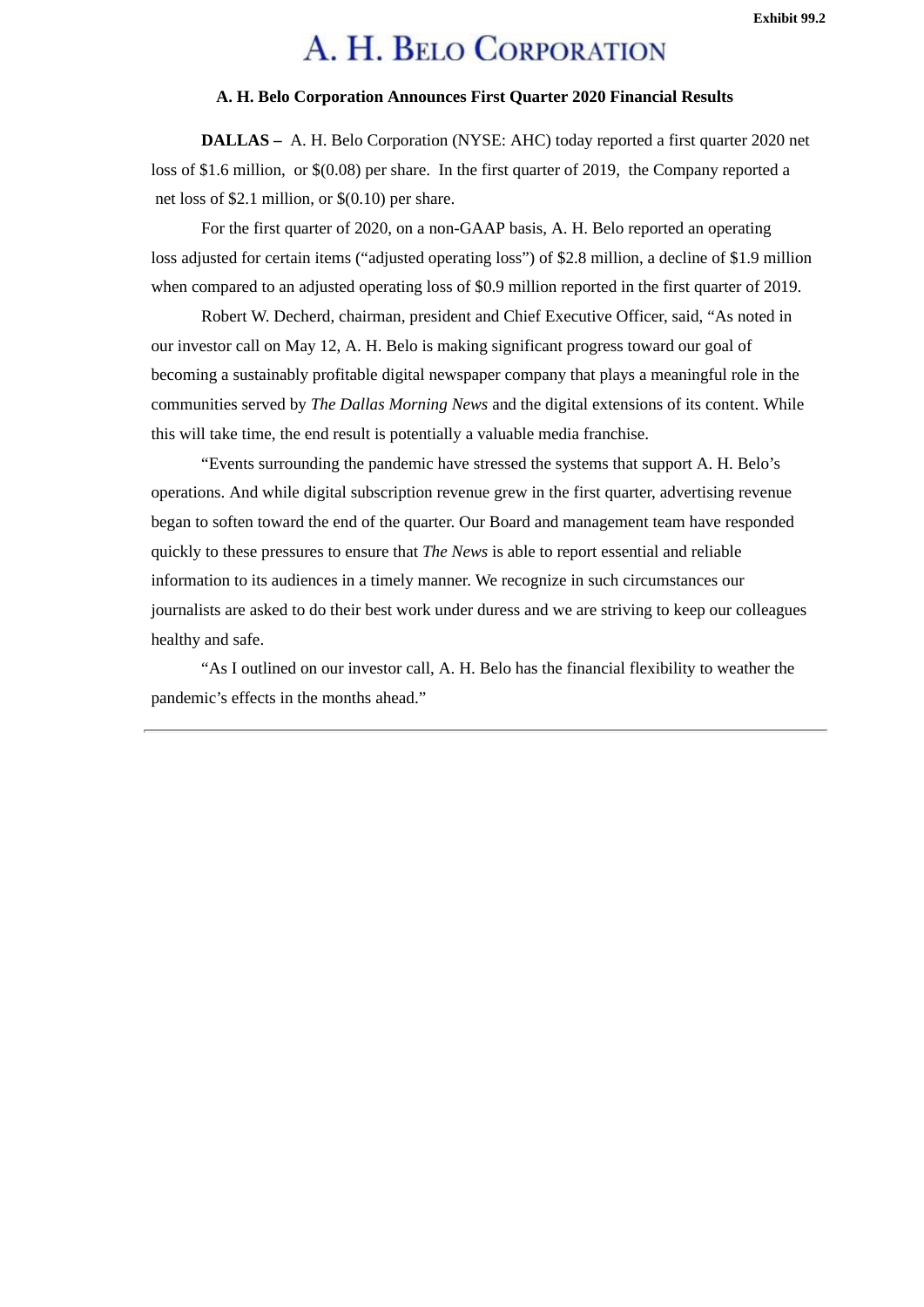Exhibit 99.2

# A. H. BELO CORPORATION

**A. H. Belo Corporation Announces First Quarter 2020 Financial Results**

**DALLAS –** A. H. Belo Corporation (NYSE: AHC) today reported a first quarter 2020 net loss of $1.6 million, or $(0.08) per share. In the first quarter of 2019, the Company reported a net loss of $2.1 million, or $(0.10) per share.

For the first quarter of 2020, on a non-GAAP basis, A. H. Belo reported an operating loss adjusted for certain items ("adjusted operating loss") of $2.8 million, a decline of $1.9 million when compared to an adjusted operating loss of $0.9 million reported in the first quarter of 2019.

Robert W. Decherd, chairman, president and Chief Executive Officer, said, "As noted in our investor call on May 12, A. H. Belo is making significant progress toward our goal of becoming a sustainably profitable digital newspaper company that plays a meaningful role in the communities served by *The Dallas Morning News* and the digital extensions of its content. While this will take time, the end result is potentially a valuable media franchise.

"Events surrounding the pandemic have stressed the systems that support A. H. Belo's operations. And while digital subscription revenue grew in the first quarter, advertising revenue began to soften toward the end of the quarter. Our Board and management team have responded quickly to these pressures to ensure that *The News* is able to report essential and reliable information to its audiences in a timely manner. We recognize in such circumstances our journalists are asked to do their best work under duress and we are striving to keep our colleagues healthy and safe.

"As I outlined on our investor call, A. H. Belo has the financial flexibility to weather the pandemic's effects in the months ahead."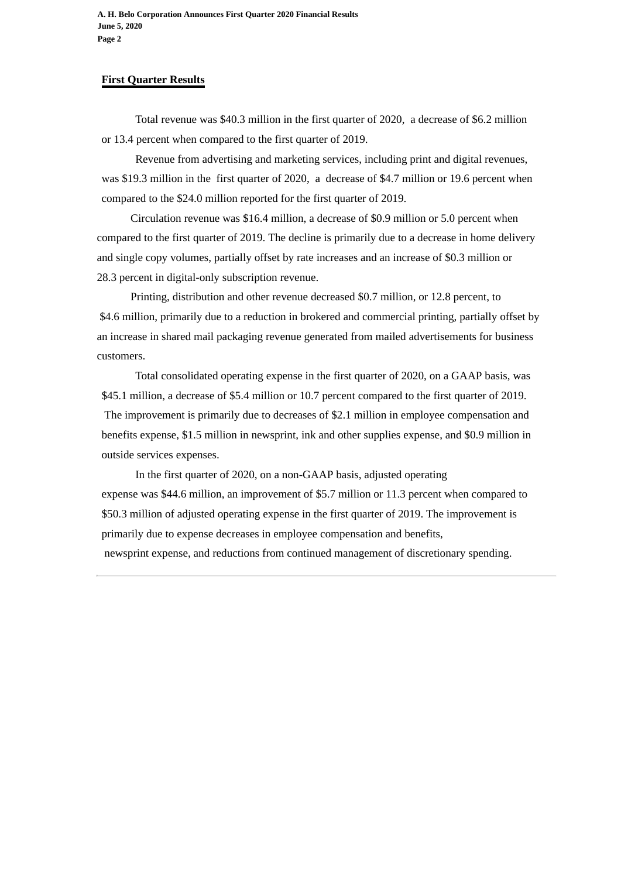## First Quarter Results

Total revenue was $40.3 million in the first quarter of 2020, a decrease of $6.2 million or 13.4 percent when compared to the first quarter of 2019.

Revenue from advertising and marketing services, including print and digital revenues, was $19.3 million in the first quarter of 2020, a decrease of $4.7 million or 19.6 percent when compared to the $24.0 million reported for the first quarter of 2019.

Circulation revenue was $16.4 million, a decrease of $0.9 million or 5.0 percent when compared to the first quarter of 2019. The decline is primarily due to a decrease in home delivery and single copy volumes, partially offset by rate increases and an increase of $0.3 million or 28.3 percent in digital-only subscription revenue.

Printing, distribution and other revenue decreased $0.7 million, or 12.8 percent, to $4.6 million, primarily due to a reduction in brokered and commercial printing, partially offset by an increase in shared mail packaging revenue generated from mailed advertisements for business customers.

Total consolidated operating expense in the first quarter of 2020, on a GAAP basis, was $45.1 million, a decrease of $5.4 million or 10.7 percent compared to the first quarter of 2019. The improvement is primarily due to decreases of $2.1 million in employee compensation and benefits expense, $1.5 million in newsprint, ink and other supplies expense, and $0.9 million in outside services expenses.

In the first quarter of 2020, on a non-GAAP basis, adjusted operating expense was $44.6 million, an improvement of $5.7 million or 11.3 percent when compared to $50.3 million of adjusted operating expense in the first quarter of 2019. The improvement is primarily due to expense decreases in employee compensation and benefits, newsprint expense, and reductions from continued management of discretionary spending.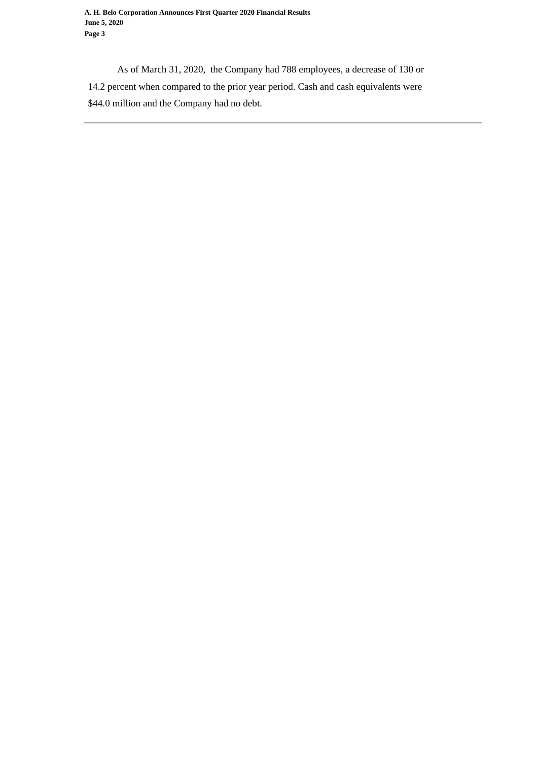As of March 31, 2020, the Company had 788 employees, a decrease of 130 or 14.2 percent when compared to the prior year period. Cash and cash equivalents were $44.0 million and the Company had no debt.

---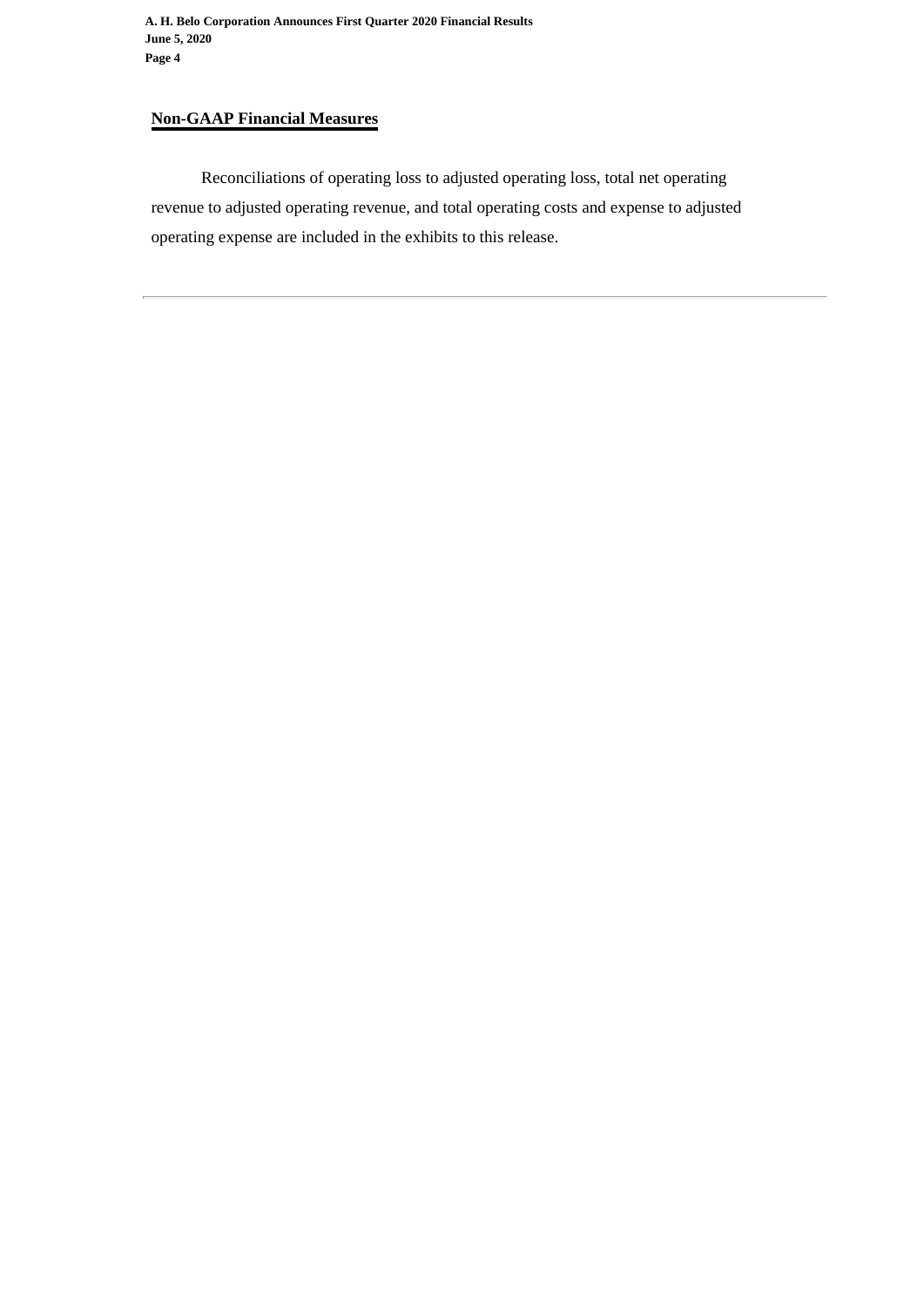## Non-GAAP Financial Measures

Reconciliations of operating loss to adjusted operating loss, total net operating revenue to adjusted operating revenue, and total operating costs and expense to adjusted operating expense are included in the exhibits to this release.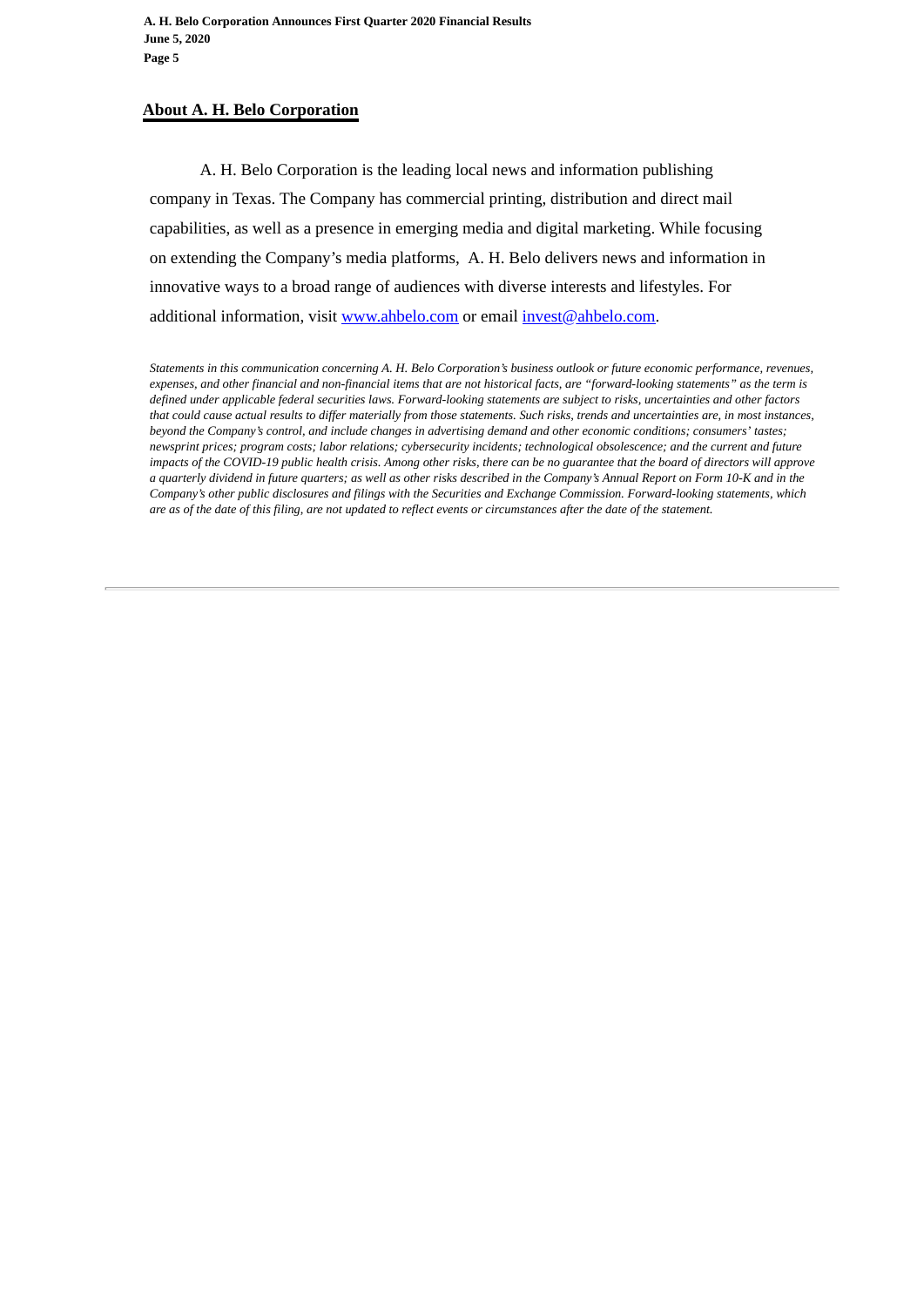## About A. H. Belo Corporation

A. H. Belo Corporation is the leading local news and information publishing company in Texas. The Company has commercial printing, distribution and direct mail capabilities, as well as a presence in emerging media and digital marketing. While focusing on extending the Company's media platforms, A. H. Belo delivers news and information in innovative ways to a broad range of audiences with diverse interests and lifestyles. For additional information, visit www.ahbelo.com or email invest@ahbelo.com.

*Statements in this communication concerning A. H. Belo Corporation's business outlook or future economic performance, revenues, expenses, and other financial and non-financial items that are not historical facts, are "forward-looking statements" as the term is defined under applicable federal securities laws. Forward-looking statements are subject to risks, uncertainties and other factors that could cause actual results to differ materially from those statements. Such risks, trends and uncertainties are, in most instances, beyond the Company's control, and include changes in advertising demand and other economic conditions; consumers' tastes; newsprint prices; program costs; labor relations; cybersecurity incidents; technological obsolescence; and the current and future impacts of the COVID-19 public health crisis. Among other risks, there can be no guarantee that the board of directors will approve a quarterly dividend in future quarters; as well as other risks described in the Company's Annual Report on Form 10-K and in the Company's other public disclosures and filings with the Securities and Exchange Commission. Forward-looking statements, which are as of the date of this filing, are not updated to reflect events or circumstances after the date of the statement.*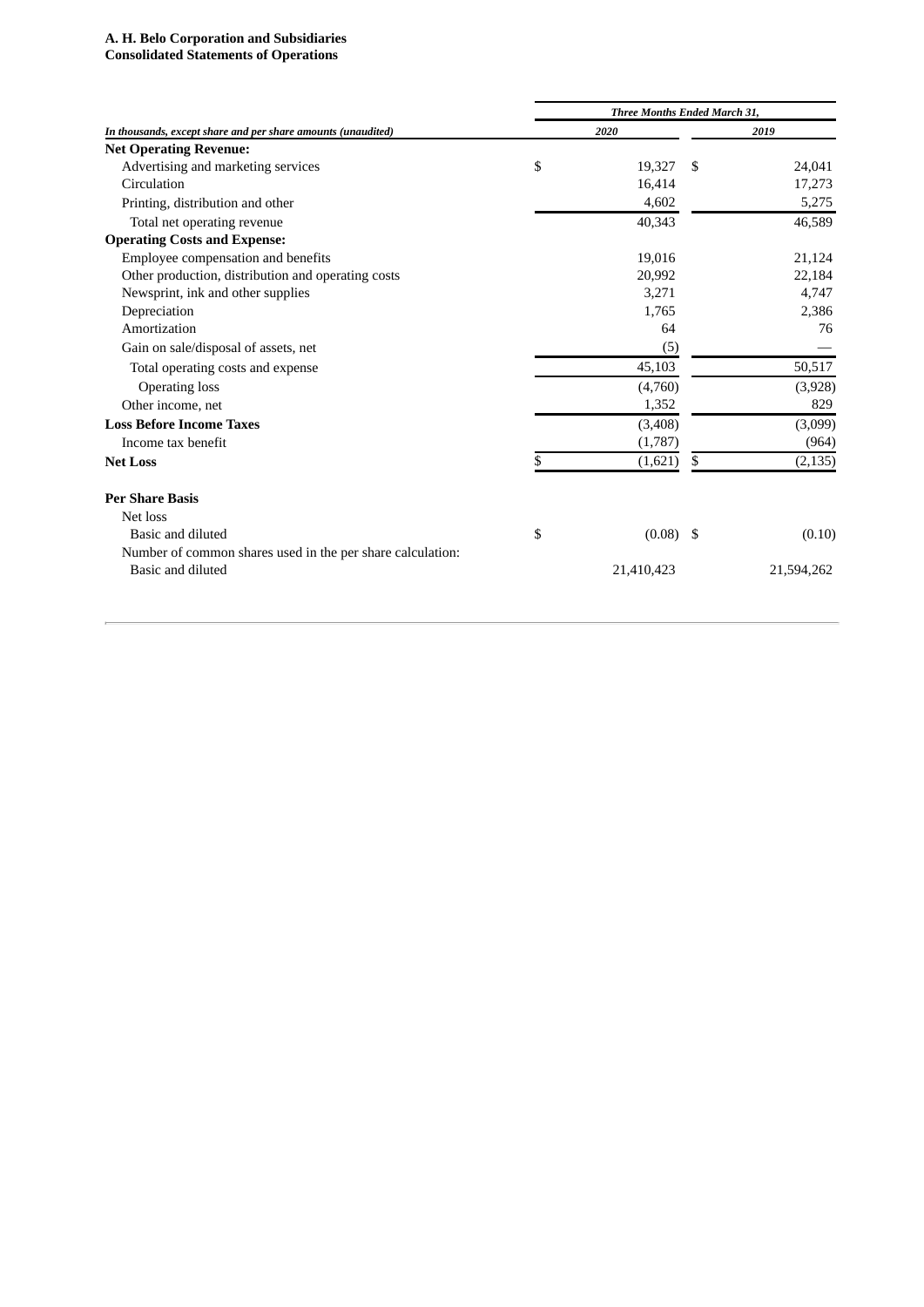**A. H. Belo Corporation and Subsidiaries**
**Consolidated Statements of Operations**

| *In thousands, except share and per share amounts (unaudited)* | *Three Months Ended March 31,* 2020 | 2019 |
|---|---|---|
| **Net Operating Revenue:** | | |
| Advertising and marketing services | $ 19,327 | $ 24,041 |
| Circulation | 16,414 | 17,273 |
| Printing, distribution and other | 4,602 | 5,275 |
| Total net operating revenue | 40,343 | 46,589 |
| **Operating Costs and Expense:** | | |
| Employee compensation and benefits | 19,016 | 21,124 |
| Other production, distribution and operating costs | 20,992 | 22,184 |
| Newsprint, ink and other supplies | 3,271 | 4,747 |
| Depreciation | 1,765 | 2,386 |
| Amortization | 64 | 76 |
| Gain on sale/disposal of assets, net | (5) | — |
| Total operating costs and expense | 45,103 | 50,517 |
| Operating loss | (4,760) | (3,928) |
| Other income, net | 1,352 | 829 |
| **Loss Before Income Taxes** | (3,408) | (3,099) |
| Income tax benefit | (1,787) | (964) |
| **Net Loss** | $ (1,621) | $ (2,135) |
| | | |
| **Per Share Basis** | | |
| Net loss | | |
| Basic and diluted | $ (0.08) | $ (0.10) |
| Number of common shares used in the per share calculation: | | |
| Basic and diluted | 21,410,423 | 21,594,262 |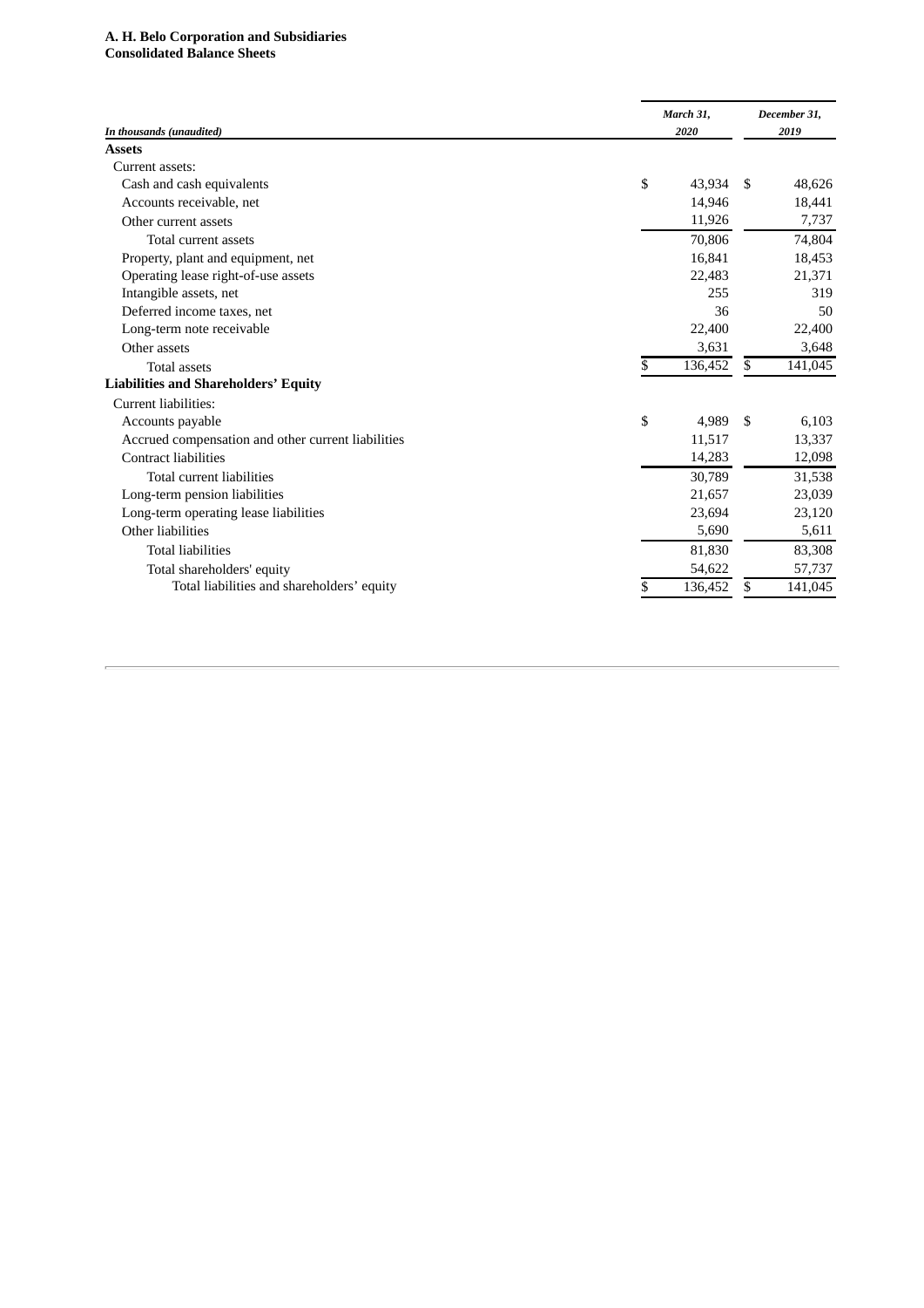**A. H. Belo Corporation and Subsidiaries**
**Consolidated Balance Sheets**

| *In thousands (unaudited)* | *March 31, 2020* | *December 31, 2019* |
|---|---|---|
| **Assets** | | |
| Current assets: | | |
| Cash and cash equivalents | $ 43,934 | $ 48,626 |
| Accounts receivable, net | 14,946 | 18,441 |
| Other current assets | 11,926 | 7,737 |
| Total current assets | 70,806 | 74,804 |
| Property, plant and equipment, net | 16,841 | 18,453 |
| Operating lease right-of-use assets | 22,483 | 21,371 |
| Intangible assets, net | 255 | 319 |
| Deferred income taxes, net | 36 | 50 |
| Long-term note receivable | 22,400 | 22,400 |
| Other assets | 3,631 | 3,648 |
| Total assets | $ 136,452 | $ 141,045 |
| **Liabilities and Shareholders' Equity** | | |
| Current liabilities: | | |
| Accounts payable | $ 4,989 | $ 6,103 |
| Accrued compensation and other current liabilities | 11,517 | 13,337 |
| Contract liabilities | 14,283 | 12,098 |
| Total current liabilities | 30,789 | 31,538 |
| Long-term pension liabilities | 21,657 | 23,039 |
| Long-term operating lease liabilities | 23,694 | 23,120 |
| Other liabilities | 5,690 | 5,611 |
| Total liabilities | 81,830 | 83,308 |
| Total shareholders' equity | 54,622 | 57,737 |
| Total liabilities and shareholders' equity | $ 136,452 | $ 141,045 |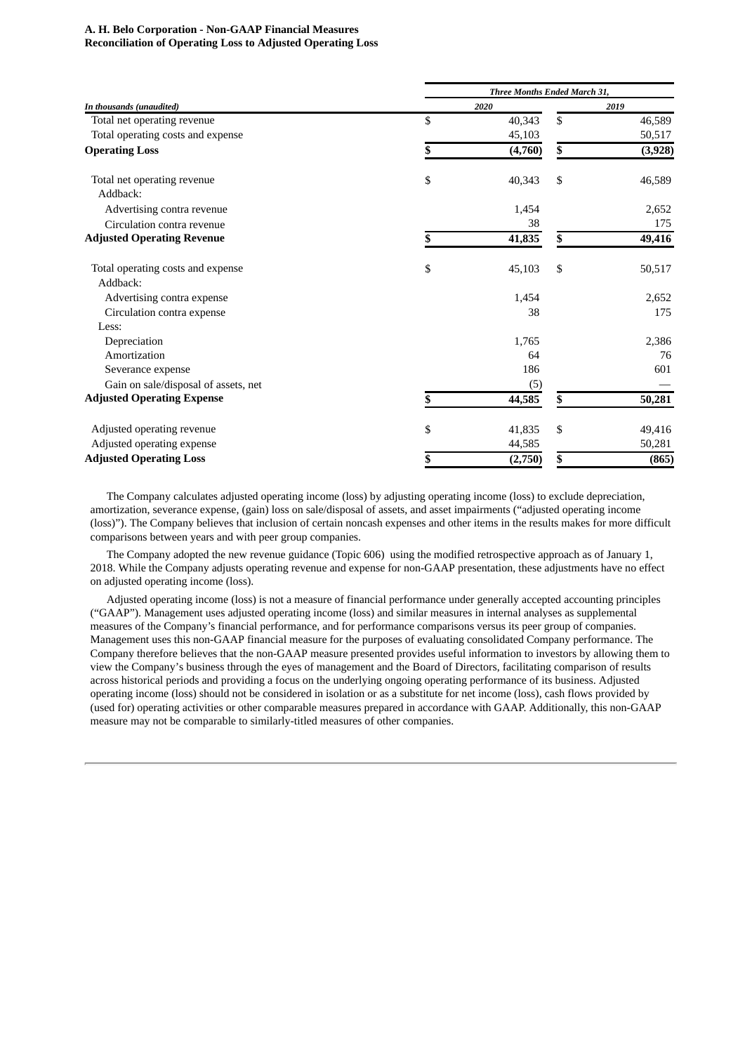**A. H. Belo Corporation - Non-GAAP Financial Measures**
**Reconciliation of Operating Loss to Adjusted Operating Loss**

| | Three Months Ended March 31, | |
|---|---|---|
| *In thousands (unaudited)* | *2020* | *2019* |
| Total net operating revenue | $ 40,343 | $ 46,589 |
| Total operating costs and expense | 45,103 | 50,517 |
| **Operating Loss** | **$ (4,760)** | **$ (3,928)** |
| | | |
| Total net operating revenue | $ 40,343 | $ 46,589 |
| Addback: | | |
| Advertising contra revenue | 1,454 | 2,652 |
| Circulation contra revenue | 38 | 175 |
| **Adjusted Operating Revenue** | **$ 41,835** | **$ 49,416** |
| | | |
| Total operating costs and expense | $ 45,103 | $ 50,517 |
| Addback: | | |
| Advertising contra expense | 1,454 | 2,652 |
| Circulation contra expense | 38 | 175 |
| Less: | | |
| Depreciation | 1,765 | 2,386 |
| Amortization | 64 | 76 |
| Severance expense | 186 | 601 |
| Gain on sale/disposal of assets, net | (5) | — |
| **Adjusted Operating Expense** | **$ 44,585** | **$ 50,281** |
| | | |
| Adjusted operating revenue | $ 41,835 | $ 49,416 |
| Adjusted operating expense | 44,585 | 50,281 |
| **Adjusted Operating Loss** | **$ (2,750)** | **$ (865)** |

The Company calculates adjusted operating income (loss) by adjusting operating income (loss) to exclude depreciation, amortization, severance expense, (gain) loss on sale/disposal of assets, and asset impairments ("adjusted operating income (loss)"). The Company believes that inclusion of certain noncash expenses and other items in the results makes for more difficult comparisons between years and with peer group companies.

The Company adopted the new revenue guidance (Topic 606) using the modified retrospective approach as of January 1, 2018. While the Company adjusts operating revenue and expense for non-GAAP presentation, these adjustments have no effect on adjusted operating income (loss).

Adjusted operating income (loss) is not a measure of financial performance under generally accepted accounting principles ("GAAP"). Management uses adjusted operating income (loss) and similar measures in internal analyses as supplemental measures of the Company's financial performance, and for performance comparisons versus its peer group of companies. Management uses this non-GAAP financial measure for the purposes of evaluating consolidated Company performance. The Company therefore believes that the non-GAAP measure presented provides useful information to investors by allowing them to view the Company's business through the eyes of management and the Board of Directors, facilitating comparison of results across historical periods and providing a focus on the underlying ongoing operating performance of its business. Adjusted operating income (loss) should not be considered in isolation or as a substitute for net income (loss), cash flows provided by (used for) operating activities or other comparable measures prepared in accordance with GAAP. Additionally, this non-GAAP measure may not be comparable to similarly-titled measures of other companies.